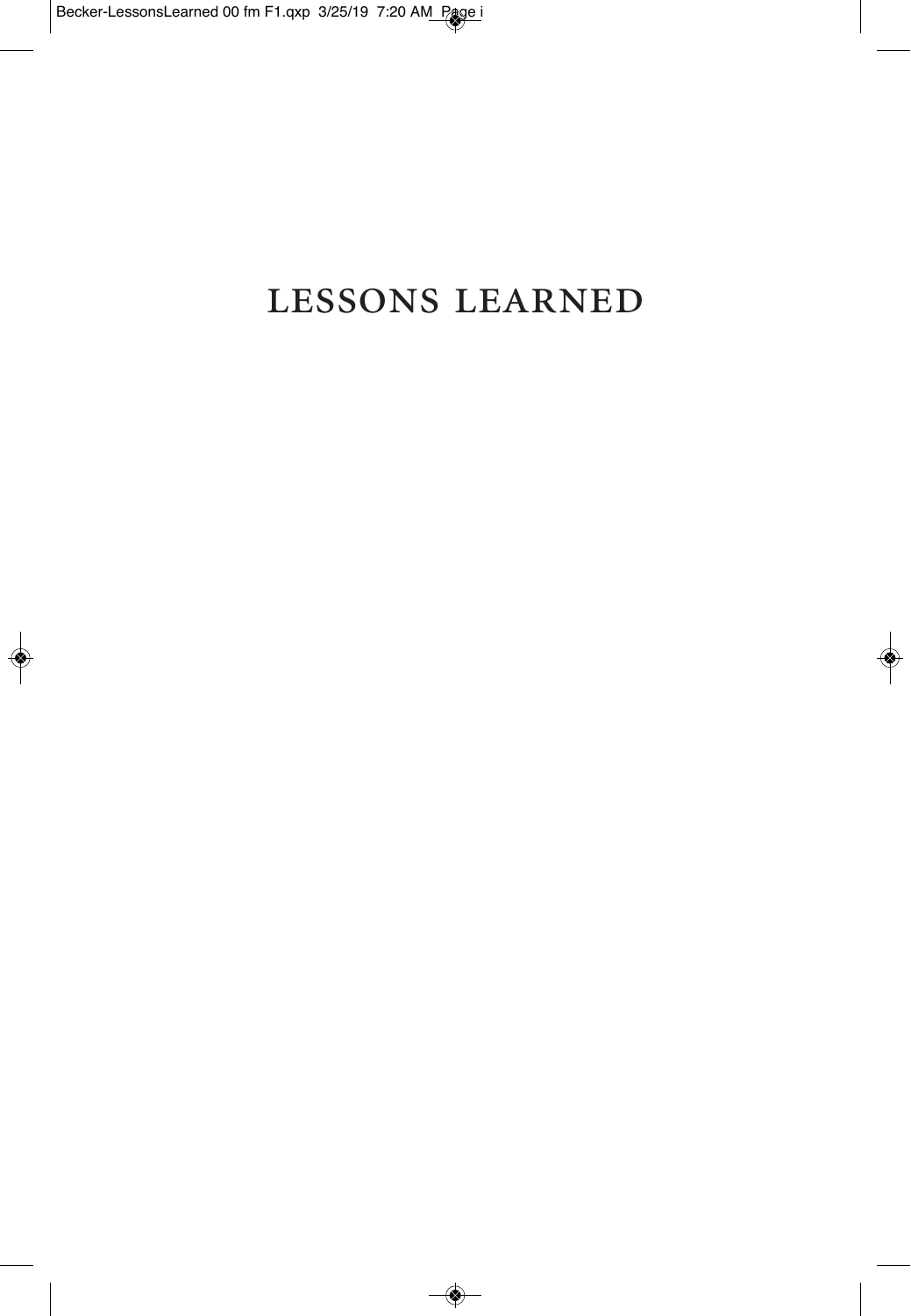# LESSONS LEARNED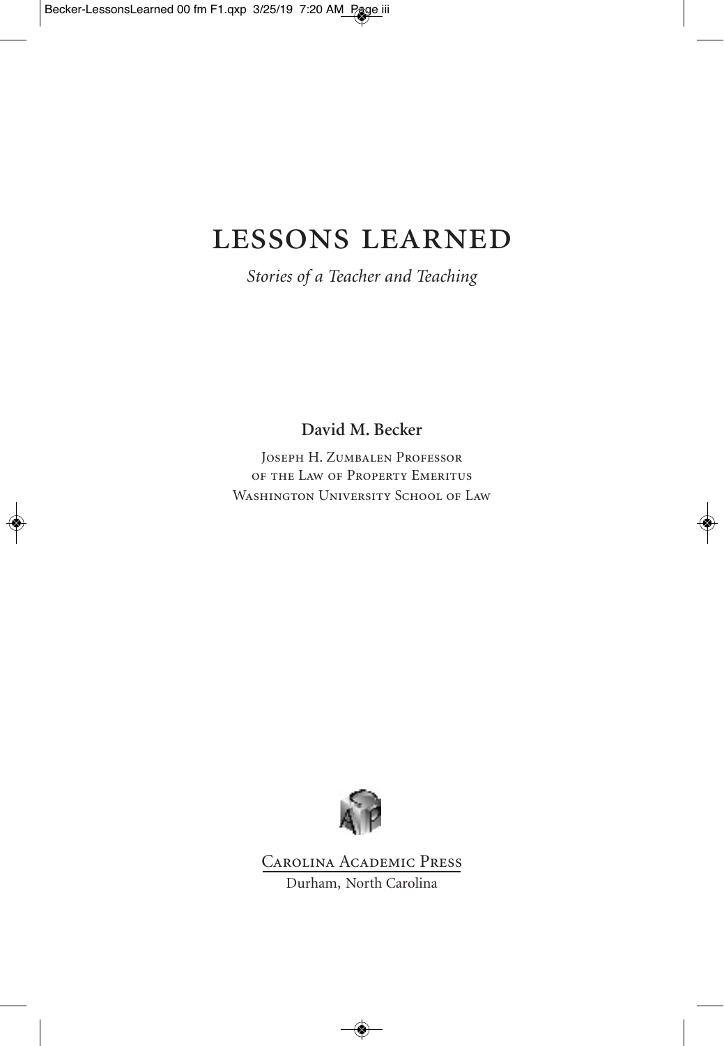# LESSONS LEARNED

*Stories of a Teacher and Teaching*

**David M. Becker**

Joseph H. Zumbalen Professor
of the Law of Property Emeritus
Washington University School of Law

Carolina Academic Press
Durham, North Carolina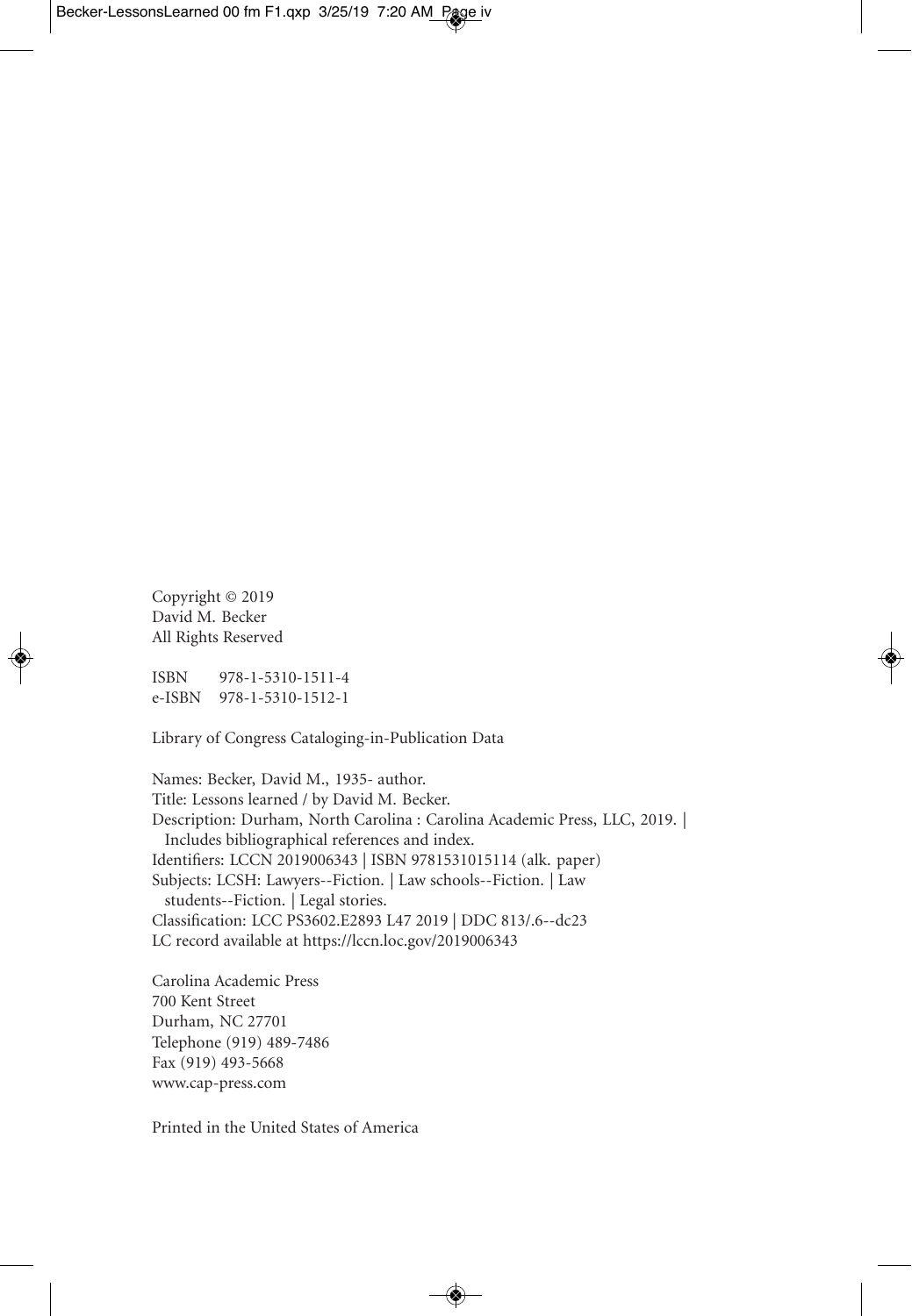Copyright © 2019
David M. Becker
All Rights Reserved

ISBN 978-1-5310-1511-4
e-ISBN 978-1-5310-1512-1

Library of Congress Cataloging-in-Publication Data

Names: Becker, David M., 1935- author.
Title: Lessons learned / by David M. Becker.
Description: Durham, North Carolina : Carolina Academic Press, LLC, 2019. | Includes bibliographical references and index.
Identifiers: LCCN 2019006343 | ISBN 9781531015114 (alk. paper)
Subjects: LCSH: Lawyers--Fiction. | Law schools--Fiction. | Law students--Fiction. | Legal stories.
Classification: LCC PS3602.E2893 L47 2019 | DDC 813/.6--dc23
LC record available at https://lccn.loc.gov/2019006343

Carolina Academic Press
700 Kent Street
Durham, NC 27701
Telephone (919) 489-7486
Fax (919) 493-5668
www.cap-press.com

Printed in the United States of America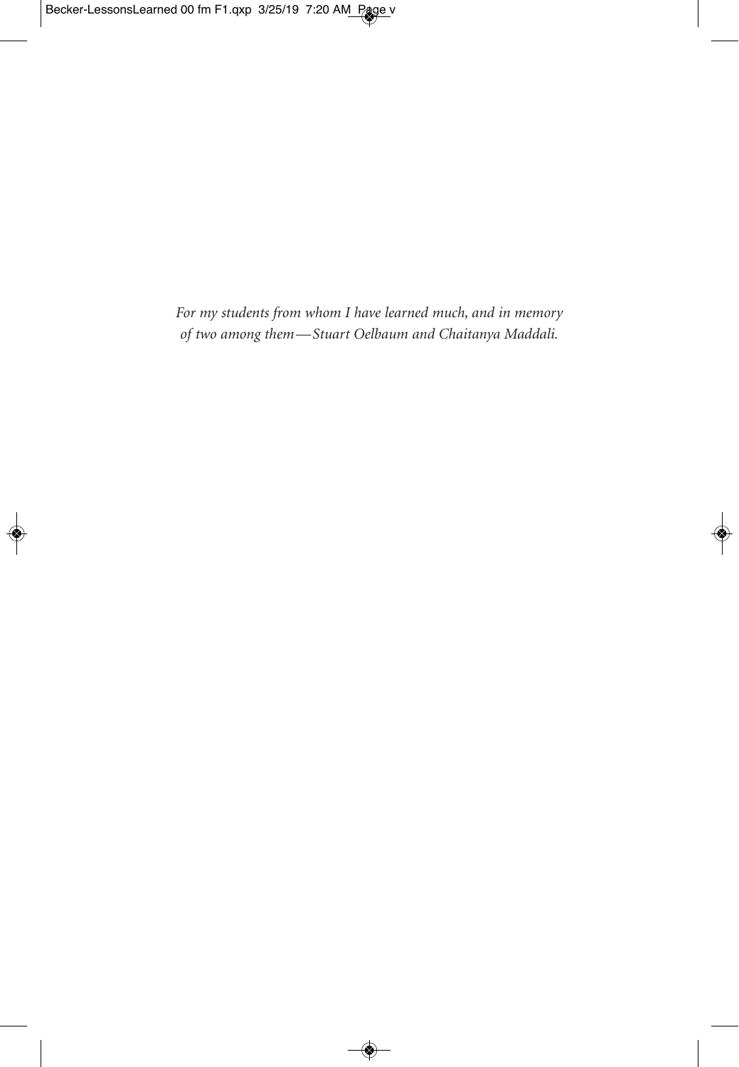*For my students from whom I have learned much, and in memory of two among them—Stuart Oelbaum and Chaitanya Maddali.*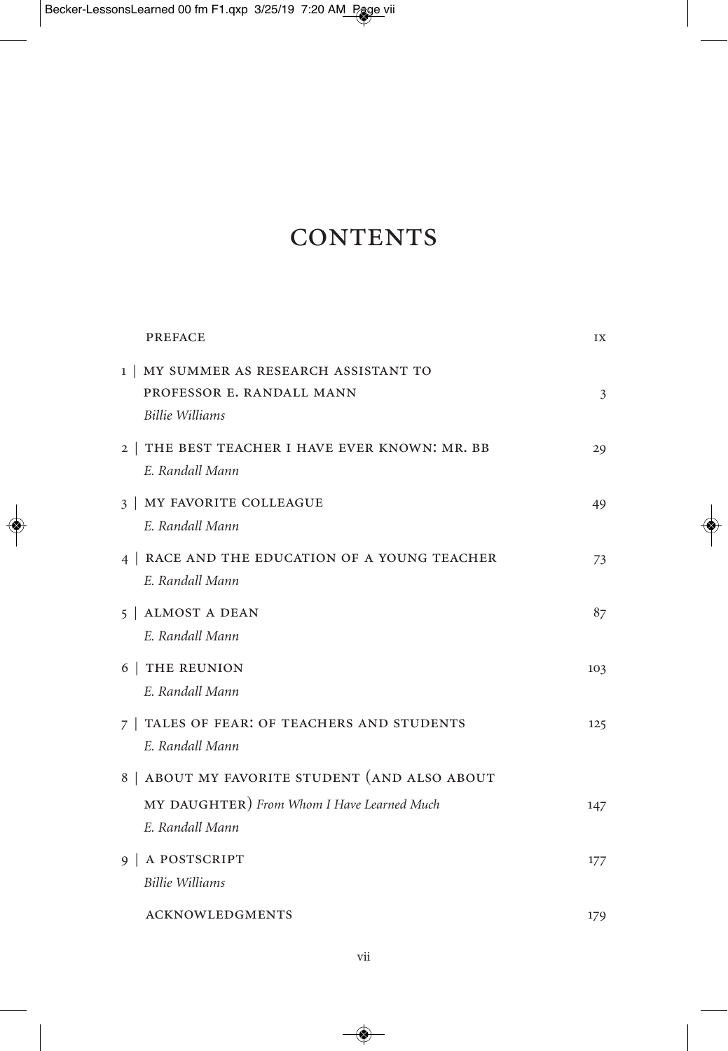# CONTENTS

| | |
|---|---|
| PREFACE | ix |
| 1 \| MY SUMMER AS RESEARCH ASSISTANT TO PROFESSOR E. RANDALL MANN<br>*Billie Williams* | 3 |
| 2 \| THE BEST TEACHER I HAVE EVER KNOWN: MR. BB<br>*E. Randall Mann* | 29 |
| 3 \| MY FAVORITE COLLEAGUE<br>*E. Randall Mann* | 49 |
| 4 \| RACE AND THE EDUCATION OF A YOUNG TEACHER<br>*E. Randall Mann* | 73 |
| 5 \| ALMOST A DEAN<br>*E. Randall Mann* | 87 |
| 6 \| THE REUNION<br>*E. Randall Mann* | 103 |
| 7 \| TALES OF FEAR: OF TEACHERS AND STUDENTS<br>*E. Randall Mann* | 125 |
| 8 \| ABOUT MY FAVORITE STUDENT (AND ALSO ABOUT MY DAUGHTER) *From Whom I Have Learned Much*<br>*E. Randall Mann* | 147 |
| 9 \| A POSTSCRIPT<br>*Billie Williams* | 177 |
| ACKNOWLEDGMENTS | 179 |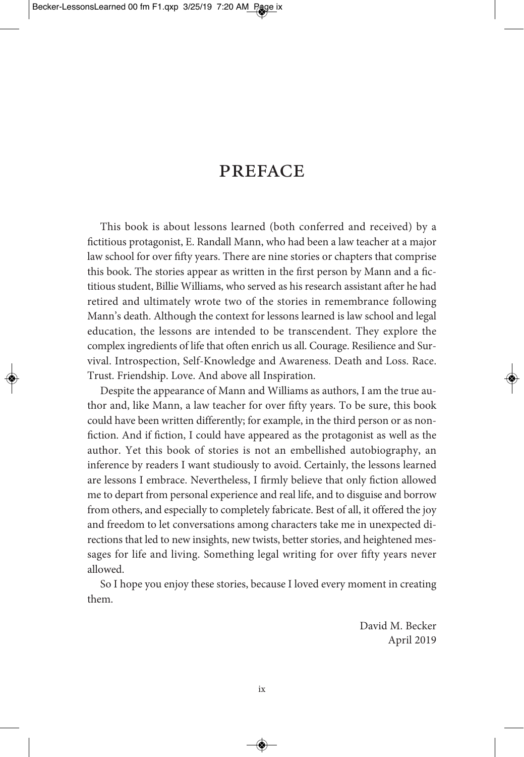# PREFACE

This book is about lessons learned (both conferred and received) by a fictitious protagonist, E. Randall Mann, who had been a law teacher at a major law school for over fifty years. There are nine stories or chapters that comprise this book. The stories appear as written in the first person by Mann and a fictitious student, Billie Williams, who served as his research assistant after he had retired and ultimately wrote two of the stories in remembrance following Mann's death. Although the context for lessons learned is law school and legal education, the lessons are intended to be transcendent. They explore the complex ingredients of life that often enrich us all. Courage. Resilience and Survival. Introspection, Self-Knowledge and Awareness. Death and Loss. Race. Trust. Friendship. Love. And above all Inspiration.

Despite the appearance of Mann and Williams as authors, I am the true author and, like Mann, a law teacher for over fifty years. To be sure, this book could have been written differently; for example, in the third person or as nonfiction. And if fiction, I could have appeared as the protagonist as well as the author. Yet this book of stories is not an embellished autobiography, an inference by readers I want studiously to avoid. Certainly, the lessons learned are lessons I embrace. Nevertheless, I firmly believe that only fiction allowed me to depart from personal experience and real life, and to disguise and borrow from others, and especially to completely fabricate. Best of all, it offered the joy and freedom to let conversations among characters take me in unexpected directions that led to new insights, new twists, better stories, and heightened messages for life and living. Something legal writing for over fifty years never allowed.

So I hope you enjoy these stories, because I loved every moment in creating them.

David M. Becker
April 2019